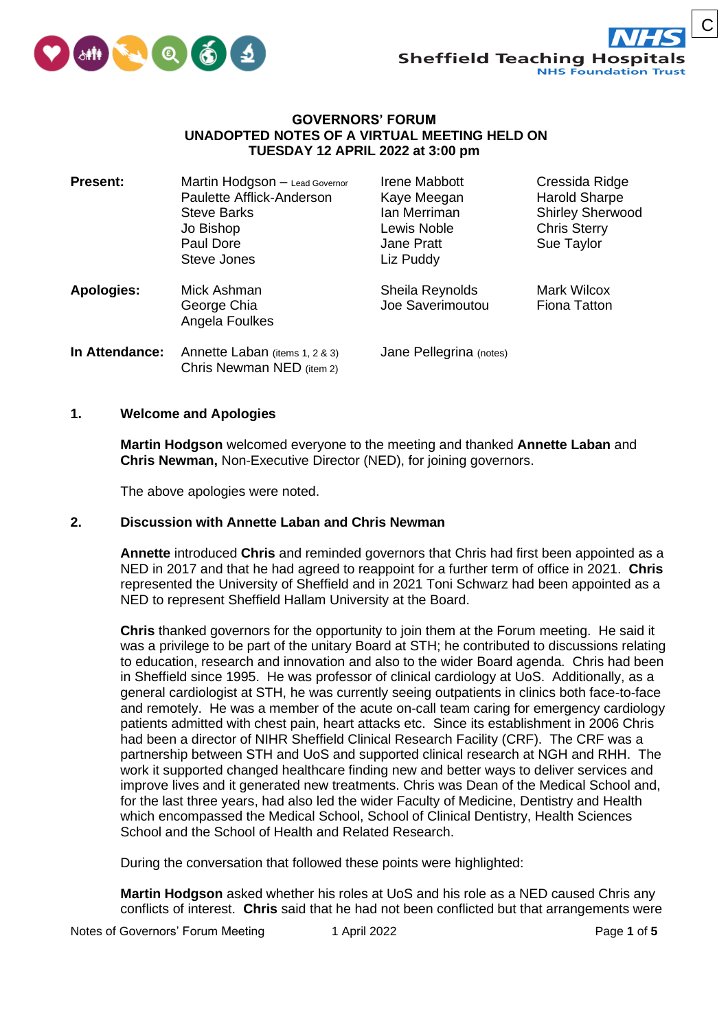C

# GOVERNORS' FORUM
## UNADOPTED NOTES OF A VIRTUAL MEETING HELD ON TUESDAY 12 APRIL 2022 at 3:00 pm

| | | | |
|---|---|---|---|
| **Present:** | Martin Hodgson – Lead Governor | Irene Mabbott | Cressida Ridge |
| | Paulette Afflick-Anderson | Kaye Meegan | Harold Sharpe |
| | Steve Barks | Ian Merriman | Shirley Sherwood |
| | Jo Bishop | Lewis Noble | Chris Sterry |
| | Paul Dore | Jane Pratt | Sue Taylor |
| | Steve Jones | Liz Puddy | |
| **Apologies:** | Mick Ashman | Sheila Reynolds | Mark Wilcox |
| | George Chia | Joe Saverimoutou | Fiona Tatton |
| | Angela Foulkes | | |
| **In Attendance:** | Annette Laban (items 1, 2 & 3) | Jane Pellegrina (notes) | |
| | Chris Newman NED (item 2) | | |

**1. Welcome and Apologies**

**Martin Hodgson** welcomed everyone to the meeting and thanked **Annette Laban** and **Chris Newman,** Non-Executive Director (NED), for joining governors.

The above apologies were noted.

**2. Discussion with Annette Laban and Chris Newman**

**Annette** introduced **Chris** and reminded governors that Chris had first been appointed as a NED in 2017 and that he had agreed to reappoint for a further term of office in 2021. **Chris** represented the University of Sheffield and in 2021 Toni Schwarz had been appointed as a NED to represent Sheffield Hallam University at the Board.

**Chris** thanked governors for the opportunity to join them at the Forum meeting. He said it was a privilege to be part of the unitary Board at STH; he contributed to discussions relating to education, research and innovation and also to the wider Board agenda. Chris had been in Sheffield since 1995. He was professor of clinical cardiology at UoS. Additionally, as a general cardiologist at STH, he was currently seeing outpatients in clinics both face-to-face and remotely. He was a member of the acute on-call team caring for emergency cardiology patients admitted with chest pain, heart attacks etc. Since its establishment in 2006 Chris had been a director of NIHR Sheffield Clinical Research Facility (CRF). The CRF was a partnership between STH and UoS and supported clinical research at NGH and RHH. The work it supported changed healthcare finding new and better ways to deliver services and improve lives and it generated new treatments. Chris was Dean of the Medical School and, for the last three years, had also led the wider Faculty of Medicine, Dentistry and Health which encompassed the Medical School, School of Clinical Dentistry, Health Sciences School and the School of Health and Related Research.

During the conversation that followed these points were highlighted:

**Martin Hodgson** asked whether his roles at UoS and his role as a NED caused Chris any conflicts of interest. **Chris** said that he had not been conflicted but that arrangements were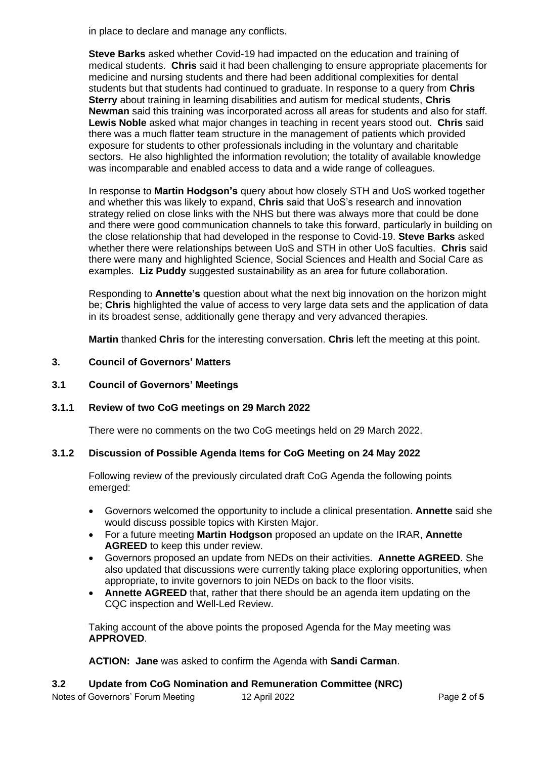in place to declare and manage any conflicts.

**Steve Barks** asked whether Covid-19 had impacted on the education and training of medical students. **Chris** said it had been challenging to ensure appropriate placements for medicine and nursing students and there had been additional complexities for dental students but that students had continued to graduate. In response to a query from **Chris Sterry** about training in learning disabilities and autism for medical students, **Chris Newman** said this training was incorporated across all areas for students and also for staff. **Lewis Noble** asked what major changes in teaching in recent years stood out. **Chris** said there was a much flatter team structure in the management of patients which provided exposure for students to other professionals including in the voluntary and charitable sectors. He also highlighted the information revolution; the totality of available knowledge was incomparable and enabled access to data and a wide range of colleagues.

In response to **Martin Hodgson's** query about how closely STH and UoS worked together and whether this was likely to expand, **Chris** said that UoS's research and innovation strategy relied on close links with the NHS but there was always more that could be done and there were good communication channels to take this forward, particularly in building on the close relationship that had developed in the response to Covid-19. **Steve Barks** asked whether there were relationships between UoS and STH in other UoS faculties. **Chris** said there were many and highlighted Science, Social Sciences and Health and Social Care as examples. **Liz Puddy** suggested sustainability as an area for future collaboration.

Responding to **Annette's** question about what the next big innovation on the horizon might be; **Chris** highlighted the value of access to very large data sets and the application of data in its broadest sense, additionally gene therapy and very advanced therapies.

**Martin** thanked **Chris** for the interesting conversation. **Chris** left the meeting at this point.

## 3. Council of Governors' Matters

### 3.1 Council of Governors' Meetings

#### 3.1.1 Review of two CoG meetings on 29 March 2022

There were no comments on the two CoG meetings held on 29 March 2022.

#### 3.1.2 Discussion of Possible Agenda Items for CoG Meeting on 24 May 2022

Following review of the previously circulated draft CoG Agenda the following points emerged:

- Governors welcomed the opportunity to include a clinical presentation. **Annette** said she would discuss possible topics with Kirsten Major.
- For a future meeting **Martin Hodgson** proposed an update on the IRAR, **Annette AGREED** to keep this under review.
- Governors proposed an update from NEDs on their activities. **Annette AGREED**. She also updated that discussions were currently taking place exploring opportunities, when appropriate, to invite governors to join NEDs on back to the floor visits.
- **Annette AGREED** that, rather that there should be an agenda item updating on the CQC inspection and Well-Led Review.

Taking account of the above points the proposed Agenda for the May meeting was **APPROVED**.

**ACTION: Jane** was asked to confirm the Agenda with **Sandi Carman**.

### 3.2 Update from CoG Nomination and Remuneration Committee (NRC)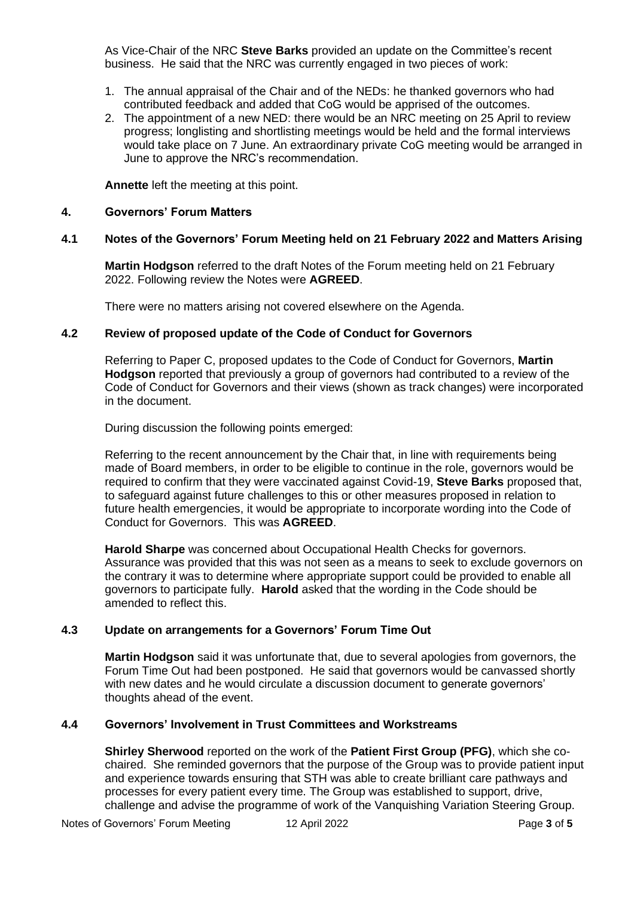As Vice-Chair of the NRC **Steve Barks** provided an update on the Committee's recent business. He said that the NRC was currently engaged in two pieces of work:

1. The annual appraisal of the Chair and of the NEDs: he thanked governors who had contributed feedback and added that CoG would be apprised of the outcomes.
2. The appointment of a new NED: there would be an NRC meeting on 25 April to review progress; longlisting and shortlisting meetings would be held and the formal interviews would take place on 7 June. An extraordinary private CoG meeting would be arranged in June to approve the NRC's recommendation.

**Annette** left the meeting at this point.

## 4. Governors' Forum Matters

### 4.1 Notes of the Governors' Forum Meeting held on 21 February 2022 and Matters Arising

**Martin Hodgson** referred to the draft Notes of the Forum meeting held on 21 February 2022. Following review the Notes were **AGREED**.

There were no matters arising not covered elsewhere on the Agenda.

### 4.2 Review of proposed update of the Code of Conduct for Governors

Referring to Paper C, proposed updates to the Code of Conduct for Governors, **Martin Hodgson** reported that previously a group of governors had contributed to a review of the Code of Conduct for Governors and their views (shown as track changes) were incorporated in the document.

During discussion the following points emerged:

Referring to the recent announcement by the Chair that, in line with requirements being made of Board members, in order to be eligible to continue in the role, governors would be required to confirm that they were vaccinated against Covid-19, **Steve Barks** proposed that, to safeguard against future challenges to this or other measures proposed in relation to future health emergencies, it would be appropriate to incorporate wording into the Code of Conduct for Governors. This was **AGREED**.

**Harold Sharpe** was concerned about Occupational Health Checks for governors. Assurance was provided that this was not seen as a means to seek to exclude governors on the contrary it was to determine where appropriate support could be provided to enable all governors to participate fully. **Harold** asked that the wording in the Code should be amended to reflect this.

### 4.3 Update on arrangements for a Governors' Forum Time Out

**Martin Hodgson** said it was unfortunate that, due to several apologies from governors, the Forum Time Out had been postponed. He said that governors would be canvassed shortly with new dates and he would circulate a discussion document to generate governors' thoughts ahead of the event.

### 4.4 Governors' Involvement in Trust Committees and Workstreams

**Shirley Sherwood** reported on the work of the **Patient First Group (PFG)**, which she co-chaired. She reminded governors that the purpose of the Group was to provide patient input and experience towards ensuring that STH was able to create brilliant care pathways and processes for every patient every time. The Group was established to support, drive, challenge and advise the programme of work of the Vanquishing Variation Steering Group.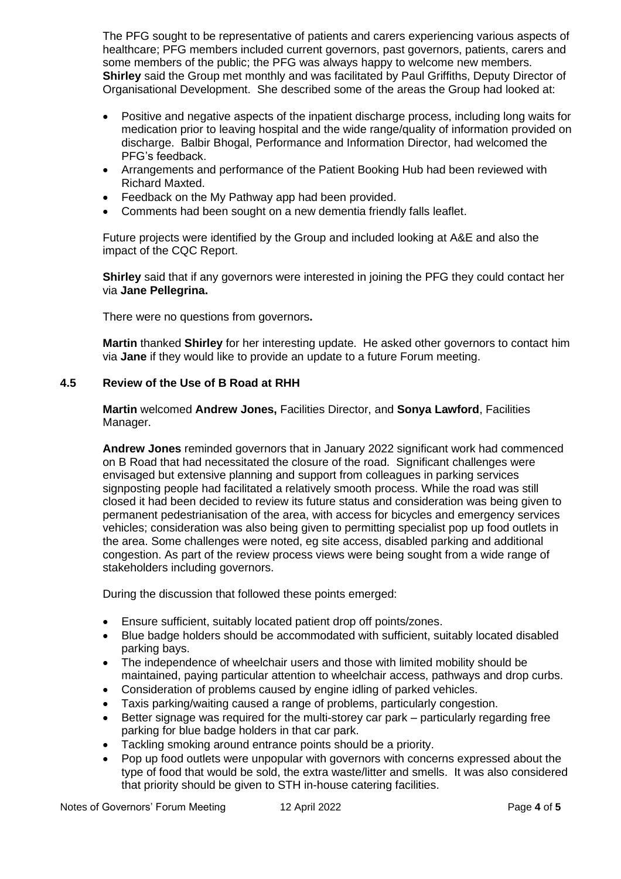The PFG sought to be representative of patients and carers experiencing various aspects of healthcare; PFG members included current governors, past governors, patients, carers and some members of the public; the PFG was always happy to welcome new members. **Shirley** said the Group met monthly and was facilitated by Paul Griffiths, Deputy Director of Organisational Development. She described some of the areas the Group had looked at:

- Positive and negative aspects of the inpatient discharge process, including long waits for medication prior to leaving hospital and the wide range/quality of information provided on discharge. Balbir Bhogal, Performance and Information Director, had welcomed the PFG's feedback.
- Arrangements and performance of the Patient Booking Hub had been reviewed with Richard Maxted.
- Feedback on the My Pathway app had been provided.
- Comments had been sought on a new dementia friendly falls leaflet.

Future projects were identified by the Group and included looking at A&E and also the impact of the CQC Report.

**Shirley** said that if any governors were interested in joining the PFG they could contact her via **Jane Pellegrina.**

There were no questions from governors**.**

**Martin** thanked **Shirley** for her interesting update. He asked other governors to contact him via **Jane** if they would like to provide an update to a future Forum meeting.

### 4.5 Review of the Use of B Road at RHH

**Martin** welcomed **Andrew Jones,** Facilities Director, and **Sonya Lawford**, Facilities Manager.

**Andrew Jones** reminded governors that in January 2022 significant work had commenced on B Road that had necessitated the closure of the road. Significant challenges were envisaged but extensive planning and support from colleagues in parking services signposting people had facilitated a relatively smooth process. While the road was still closed it had been decided to review its future status and consideration was being given to permanent pedestrianisation of the area, with access for bicycles and emergency services vehicles; consideration was also being given to permitting specialist pop up food outlets in the area. Some challenges were noted, eg site access, disabled parking and additional congestion. As part of the review process views were being sought from a wide range of stakeholders including governors.

During the discussion that followed these points emerged:

- Ensure sufficient, suitably located patient drop off points/zones.
- Blue badge holders should be accommodated with sufficient, suitably located disabled parking bays.
- The independence of wheelchair users and those with limited mobility should be maintained, paying particular attention to wheelchair access, pathways and drop curbs.
- Consideration of problems caused by engine idling of parked vehicles.
- Taxis parking/waiting caused a range of problems, particularly congestion.
- Better signage was required for the multi-storey car park – particularly regarding free parking for blue badge holders in that car park.
- Tackling smoking around entrance points should be a priority.
- Pop up food outlets were unpopular with governors with concerns expressed about the type of food that would be sold, the extra waste/litter and smells. It was also considered that priority should be given to STH in-house catering facilities.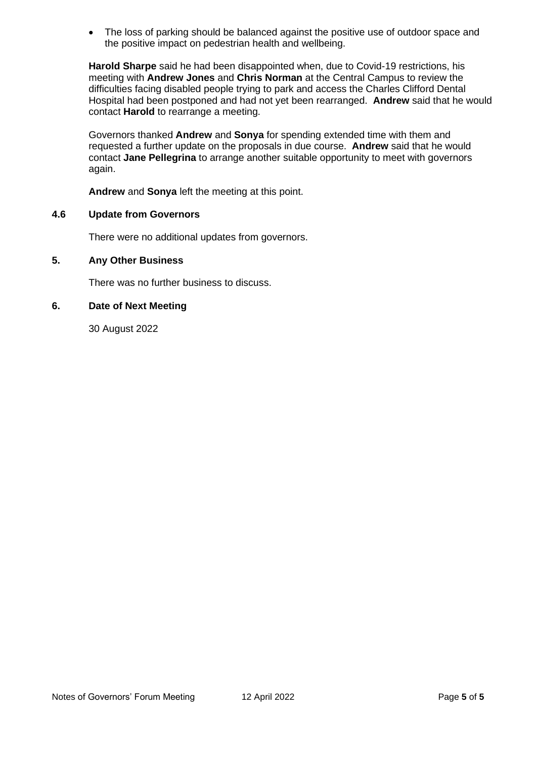- The loss of parking should be balanced against the positive use of outdoor space and the positive impact on pedestrian health and wellbeing.

**Harold Sharpe** said he had been disappointed when, due to Covid-19 restrictions, his meeting with **Andrew Jones** and **Chris Norman** at the Central Campus to review the difficulties facing disabled people trying to park and access the Charles Clifford Dental Hospital had been postponed and had not yet been rearranged. **Andrew** said that he would contact **Harold** to rearrange a meeting.

Governors thanked **Andrew** and **Sonya** for spending extended time with them and requested a further update on the proposals in due course. **Andrew** said that he would contact **Jane Pellegrina** to arrange another suitable opportunity to meet with governors again.

**Andrew** and **Sonya** left the meeting at this point.

### 4.6 Update from Governors

There were no additional updates from governors.

## 5. Any Other Business

There was no further business to discuss.

## 6. Date of Next Meeting

30 August 2022